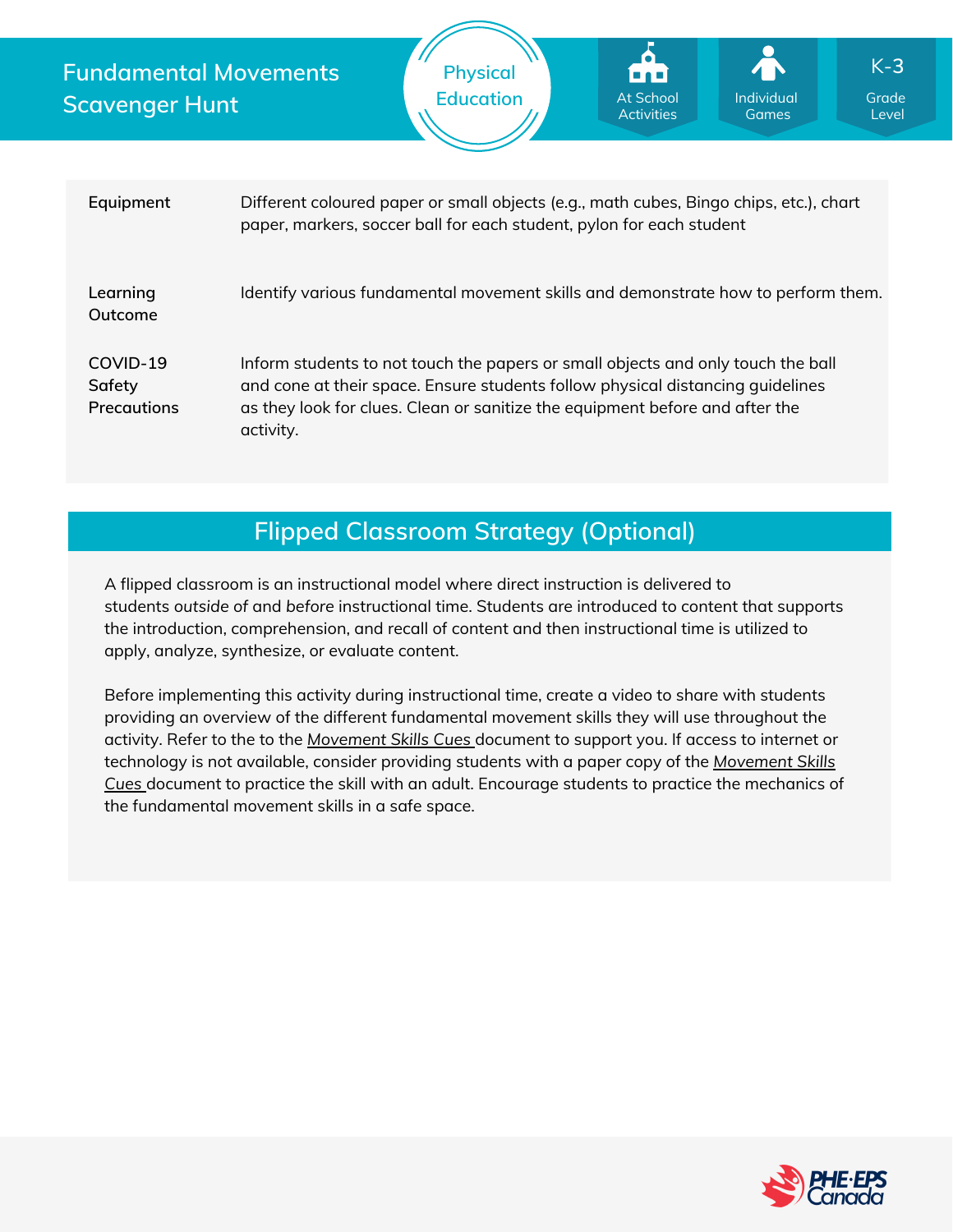# Fundamental Movements Scavenger Hunt

Physical Education

At School Activities | Individual Games | K-3 Grade Level

| | |
|---|---|
| **Equipment** | Different coloured paper or small objects (e.g., math cubes, Bingo chips, etc.), chart paper, markers, soccer ball for each student, pylon for each student |
| **Learning Outcome** | Identify various fundamental movement skills and demonstrate how to perform them. |
| **COVID-19 Safety Precautions** | Inform students to not touch the papers or small objects and only touch the ball and cone at their space. Ensure students follow physical distancing guidelines as they look for clues. Clean or sanitize the equipment before and after the activity. |

## Flipped Classroom Strategy (Optional)

A flipped classroom is an instructional model where direct instruction is delivered to students *outside* of and *before* instructional time. Students are introduced to content that supports the introduction, comprehension, and recall of content and then instructional time is utilized to apply, analyze, synthesize, or evaluate content.

Before implementing this activity during instructional time, create a video to share with students providing an overview of the different fundamental movement skills they will use throughout the activity. Refer to the to the *Movement Skills Cues* document to support you. If access to internet or technology is not available, consider providing students with a paper copy of the *Movement Skills Cues* document to practice the skill with an adult. Encourage students to practice the mechanics of the fundamental movement skills in a safe space.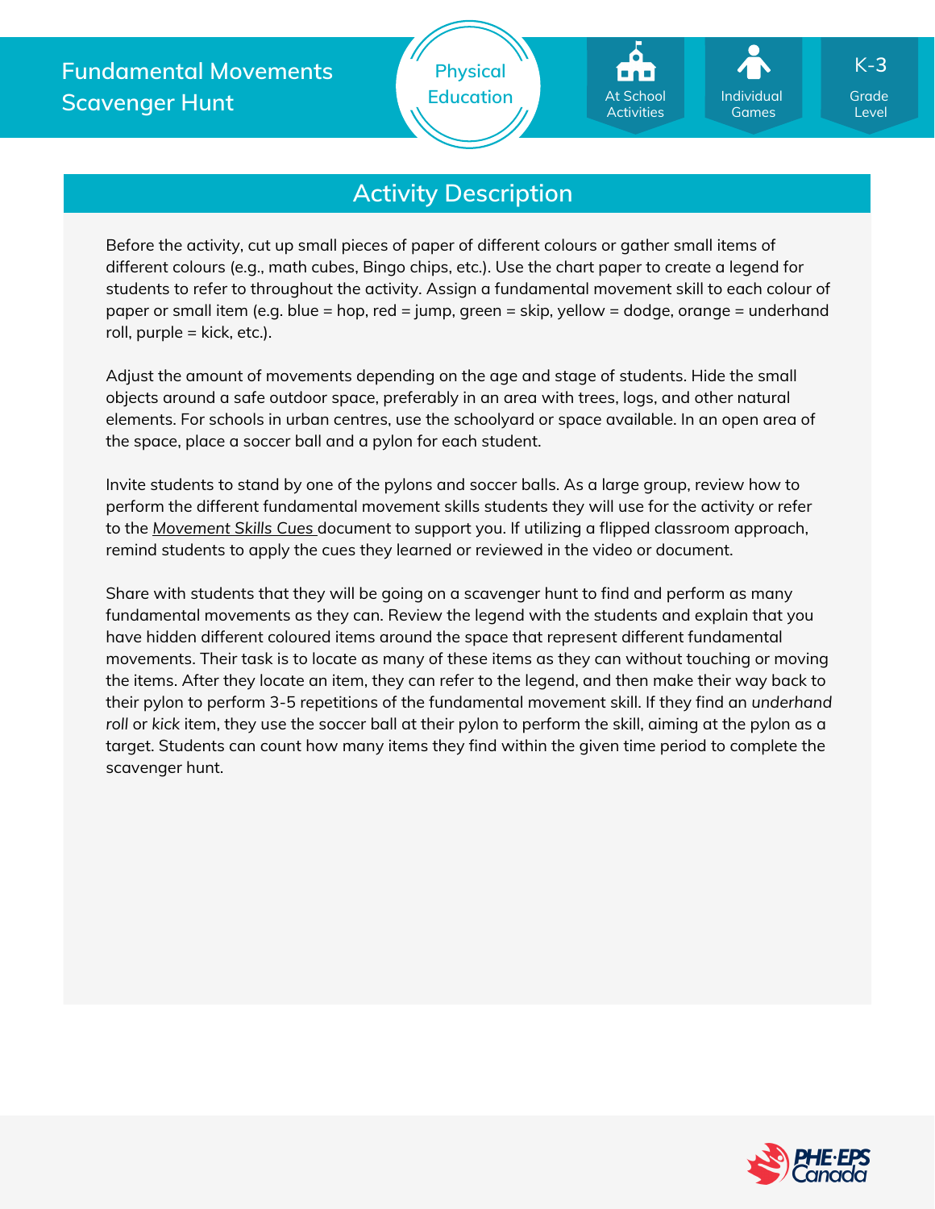## Activity Description

Before the activity, cut up small pieces of paper of different colours or gather small items of different colours (e.g., math cubes, Bingo chips, etc.). Use the chart paper to create a legend for students to refer to throughout the activity. Assign a fundamental movement skill to each colour of paper or small item (e.g. blue = hop, red = jump, green = skip, yellow = dodge, orange = underhand roll, purple = kick, etc.).

Adjust the amount of movements depending on the age and stage of students. Hide the small objects around a safe outdoor space, preferably in an area with trees, logs, and other natural elements. For schools in urban centres, use the schoolyard or space available. In an open area of the space, place a soccer ball and a pylon for each student.

Invite students to stand by one of the pylons and soccer balls. As a large group, review how to perform the different fundamental movement skills students they will use for the activity or refer to the *Movement Skills Cues* document to support you. If utilizing a flipped classroom approach, remind students to apply the cues they learned or reviewed in the video or document.

Share with students that they will be going on a scavenger hunt to find and perform as many fundamental movements as they can. Review the legend with the students and explain that you have hidden different coloured items around the space that represent different fundamental movements. Their task is to locate as many of these items as they can without touching or moving the items. After they locate an item, they can refer to the legend, and then make their way back to their pylon to perform 3-5 repetitions of the fundamental movement skill. If they find an *underhand roll* or *kick* item, they use the soccer ball at their pylon to perform the skill, aiming at the pylon as a target. Students can count how many items they find within the given time period to complete the scavenger hunt.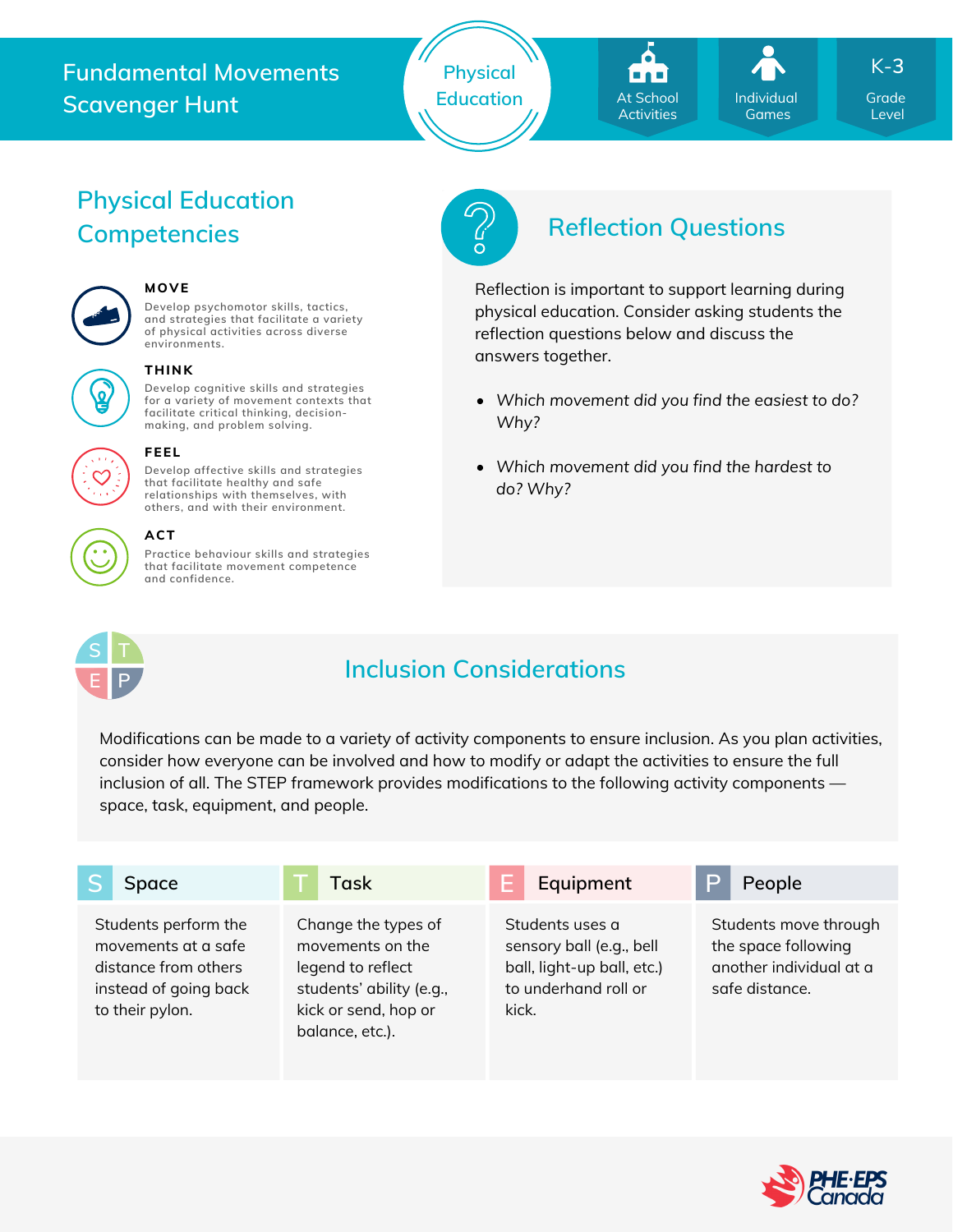Fundamental Movements Scavenger Hunt

Physical Education

At School Activities | Individual Games | K-3 Grade Level

## Physical Education Competencies

**MOVE**
Develop psychomotor skills, tactics, and strategies that facilitate a variety of physical activities across diverse environments.

**THINK**
Develop cognitive skills and strategies for a variety of movement contexts that facilitate critical thinking, decision-making, and problem solving.

**FEEL**
Develop affective skills and strategies that facilitate healthy and safe relationships with themselves, with others, and with their environment.

**ACT**
Practice behaviour skills and strategies that facilitate movement competence and confidence.

## Reflection Questions

Reflection is important to support learning during physical education. Consider asking students the reflection questions below and discuss the answers together.

- *Which movement did you find the easiest to do? Why?*
- *Which movement did you find the hardest to do? Why?*

## Inclusion Considerations

Modifications can be made to a variety of activity components to ensure inclusion. As you plan activities, consider how everyone can be involved and how to modify or adapt the activities to ensure the full inclusion of all. The STEP framework provides modifications to the following activity components — space, task, equipment, and people.

| S Space | T Task | E Equipment | P People |
| --- | --- | --- | --- |
| Students perform the movements at a safe distance from others instead of going back to their pylon. | Change the types of movements on the legend to reflect students' ability (e.g., kick or send, hop or balance, etc.). | Students uses a sensory ball (e.g., bell ball, light-up ball, etc.) to underhand roll or kick. | Students move through the space following another individual at a safe distance. |

PHE·EPS Canada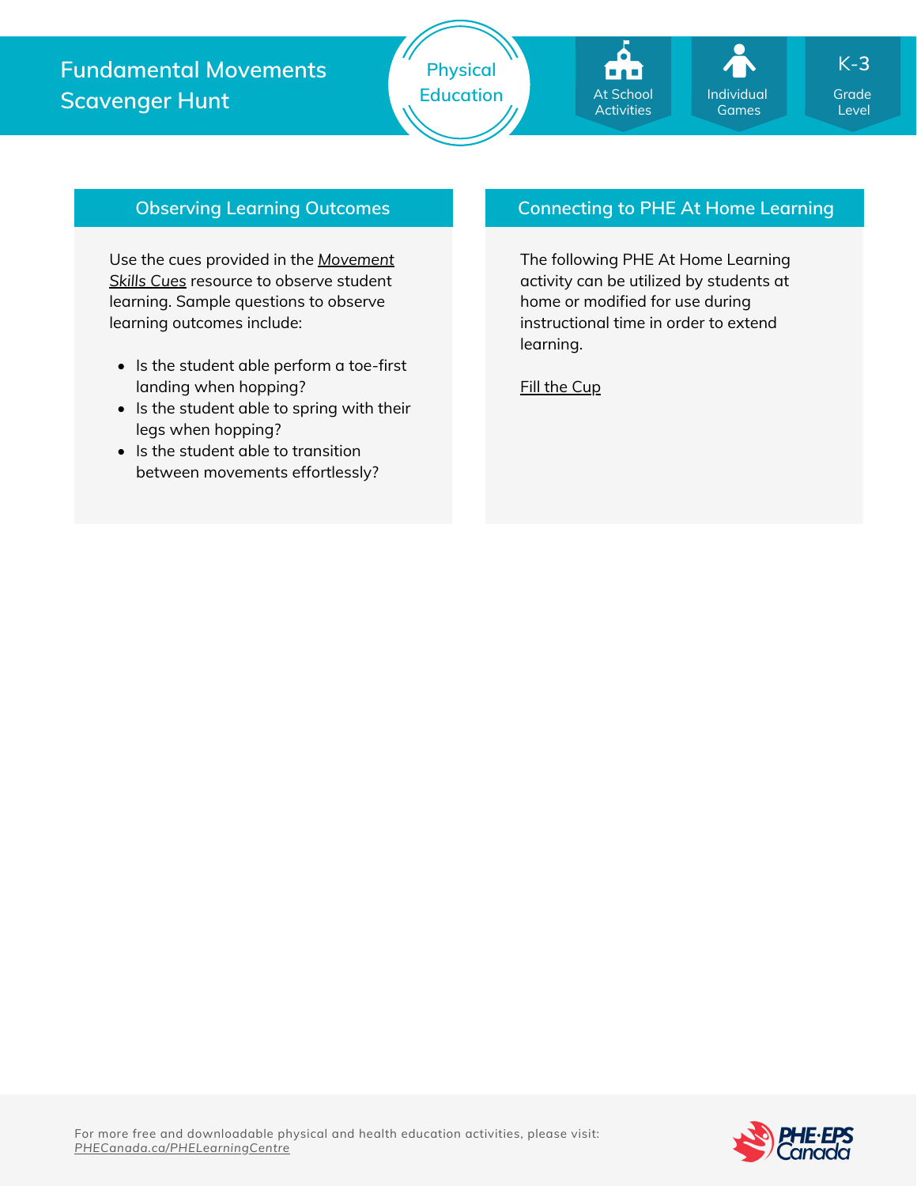# Fundamental Movements Scavenger Hunt

Physical Education

At School Activities

Individual Games

K-3 Grade Level

## Observing Learning Outcomes

Use the cues provided in the *Movement Skills Cues* resource to observe student learning. Sample questions to observe learning outcomes include:

- Is the student able perform a toe-first landing when hopping?
- Is the student able to spring with their legs when hopping?
- Is the student able to transition between movements effortlessly?

## Connecting to PHE At Home Learning

The following PHE At Home Learning activity can be utilized by students at home or modified for use during instructional time in order to extend learning.

Fill the Cup

For more free and downloadable physical and health education activities, please visit: *PHECanada.ca/PHELearningCentre*

PHE·EPS Canada